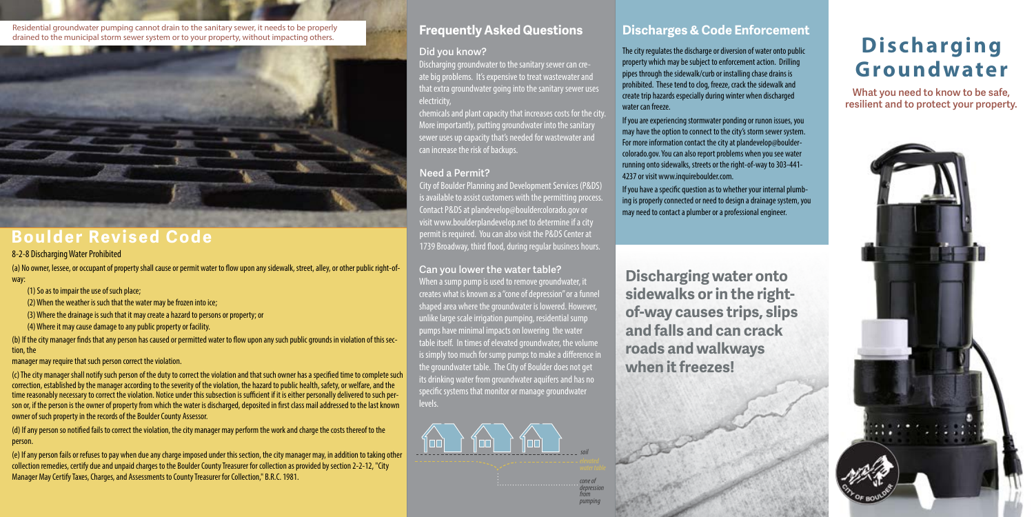# Discharging Groundwater

What you need to know to be safe, resilient and to protect your property.

Residential groundwater pumping cannot drain to the sanitary sewer, it needs to be properly drained to the municipal storm sewer system or to your property, without impacting others.

## Boulder Revised Code

8-2-8 Discharging Water Prohibited

(a) No owner, lessee, or occupant of property shall cause or permit water to flow upon any sidewalk, street, alley, or other public right-of-way:

(1) So as to impair the use of such place;

(2) When the weather is such that the water may be frozen into ice;

(3) Where the drainage is such that it may create a hazard to persons or property; or

(4) Where it may cause damage to any public property or facility.

(b) If the city manager finds that any person has caused or permitted water to flow upon any such public grounds in violation of this section, the manager may require that such person correct the violation.

(c) The city manager shall notify such person of the duty to correct the violation and that such owner has a specified time to complete such correction, established by the manager according to the severity of the violation, the hazard to public health, safety, or welfare, and the time reasonably necessary to correct the violation. Notice under this subsection is sufficient if it is either personally delivered to such person or, if the person is the owner of property from which the water is discharged, deposited in first class mail addressed to the last known owner of such property in the records of the Boulder County Assessor.

(d) If any person so notified fails to correct the violation, the city manager may perform the work and charge the costs thereof to the person.

(e) If any person fails or refuses to pay when due any charge imposed under this section, the city manager may, in addition to taking other collection remedies, certify due and unpaid charges to the Boulder County Treasurer for collection as provided by section 2-2-12, "City Manager May Certify Taxes, Charges, and Assessments to County Treasurer for Collection," B.R.C. 1981.

## Frequently Asked Questions

### Did you know?

Discharging groundwater to the sanitary sewer can create big problems. It's expensive to treat wastewater and that extra groundwater going into the sanitary sewer uses electricity, chemicals and plant capacity that increases costs for the city. More importantly, putting groundwater into the sanitary sewer uses up capacity that's needed for wastewater and can increase the risk of backups.

### Need a Permit?

City of Boulder Planning and Development Services (P&DS) is available to assist customers with the permitting process. Contact P&DS at plandevelop@bouldercolorado.gov or visit www.boulderplandevelop.net to determine if a city permit is required. You can also visit the P&DS Center at 1739 Broadway, third flood, during regular business hours.

### Can you lower the water table?

When a sump pump is used to remove groundwater, it creates what is known as a "cone of depression" or a funnel shaped area where the groundwater is lowered. However, unlike large scale irrigation pumping, residential sump pumps have minimal impacts on lowering the water table itself. In times of elevated groundwater, the volume is simply too much for sump pumps to make a difference in the groundwater table. The City of Boulder does not get its drinking water from groundwater aquifers and has no specific systems that monitor or manage groundwater levels.

soil

elevated water table

cone of depression from pumping

## Discharges & Code Enforcement

The city regulates the discharge or diversion of water onto public property which may be subject to enforcement action. Drilling pipes through the sidewalk/curb or installing chase drains is prohibited. These tend to clog, freeze, crack the sidewalk and create trip hazards especially during winter when discharged water can freeze.

If you are experiencing stormwater ponding or runon issues, you may have the option to connect to the city's storm sewer system. For more information contact the city at plandevelop@bouldercolorado.gov. You can also report problems when you see water running onto sidewalks, streets or the right-of-way to 303-441-4237 or visit www.inquireboulder.com.

If you have a specific question as to whether your internal plumbing is properly connected or need to design a drainage system, you may need to contact a plumber or a professional engineer.

**Discharging water onto sidewalks or in the right-of-way causes trips, slips and falls and can crack roads and walkways when it freezes!**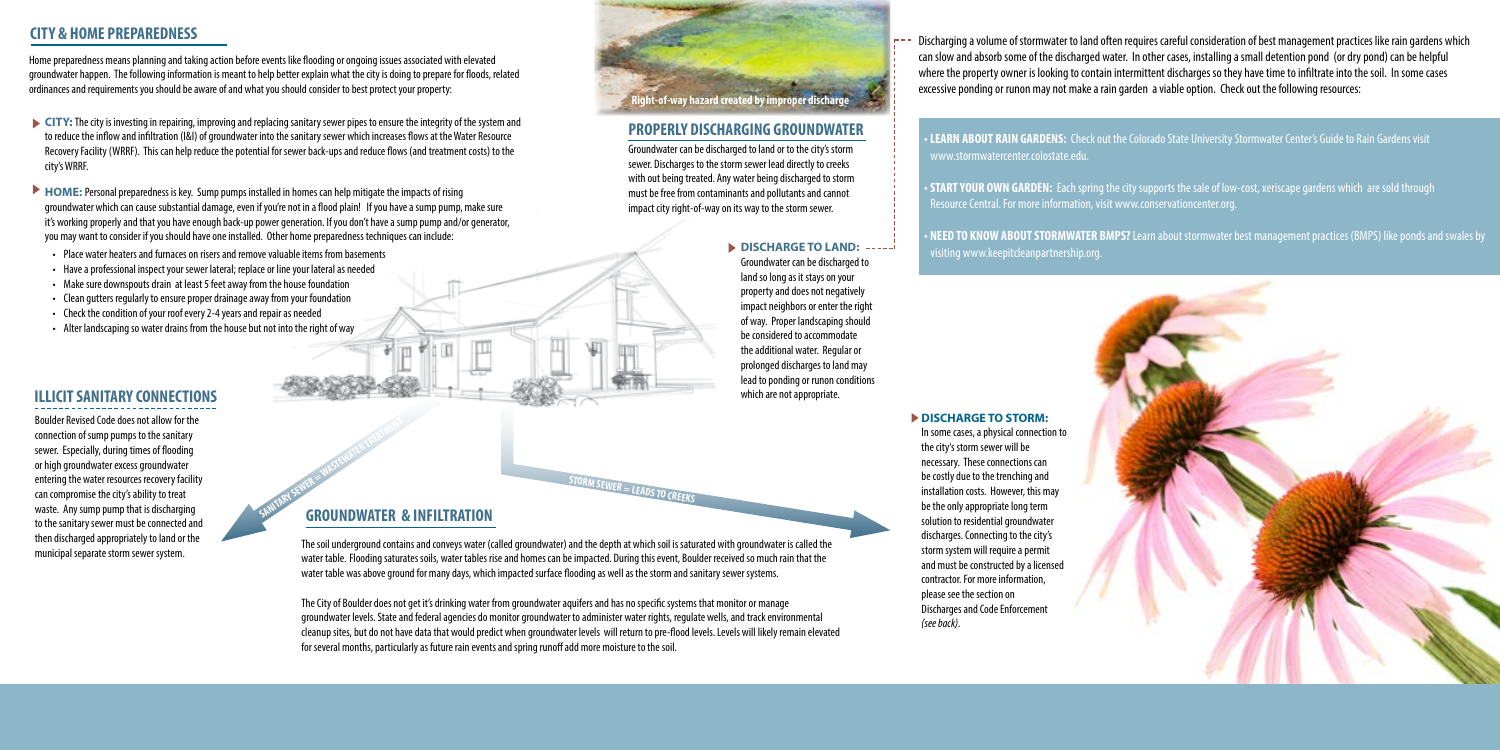## CITY & HOME PREPAREDNESS

Home preparedness means planning and taking action before events like flooding or ongoing issues associated with elevated groundwater happen. The following information is meant to help better explain what the city is doing to prepare for floods, related ordinances and requirements you should be aware of and what you should consider to best protect your property:

- **CITY:** The city is investing in repairing, improving and replacing sanitary sewer pipes to ensure the integrity of the system and to reduce the inflow and infiltration (I&I) of groundwater into the sanitary sewer which increases flows at the Water Resource Recovery Facility (WRRF). This can help reduce the potential for sewer back-ups and reduce flows (and treatment costs) to the city's WRRF.
- **HOME:** Personal preparedness is key. Sump pumps installed in homes can help mitigate the impacts of rising groundwater which can cause substantial damage, even if you're not in a flood plain! If you have a sump pump, make sure it's working properly and that you have enough back-up power generation. If you don't have a sump pump and/or generator, you may want to consider if you should have one installed. Other home preparedness techniques can include:
  - Place water heaters and furnaces on risers and remove valuable items from basements
  - Have a professional inspect your sewer lateral; replace or line your lateral as needed
  - Make sure downspouts drain at least 5 feet away from the house foundation
  - Clean gutters regularly to ensure proper drainage away from your foundation
  - Check the condition of your roof every 2-4 years and repair as needed
  - Alter landscaping so water drains from the house but not into the right of way

## ILLICIT SANITARY CONNECTIONS

Boulder Revised Code does not allow for the connection of sump pumps to the sanitary sewer. Especially, during times of flooding or high groundwater excess groundwater entering the water resources recovery facility can compromise the city's ability to treat waste. Any sump pump that is discharging to the sanitary sewer must be connected and then discharged appropriately to land or the municipal separate storm sewer system.

SANITARY SEWER = WASTEWATER TREATMENT

STORM SEWER = LEADS TO CREEKS

## GROUNDWATER & INFILTRATION

The soil underground contains and conveys water (called groundwater) and the depth at which soil is saturated with groundwater is called the water table. Flooding saturates soils, water tables rise and homes can be impacted. During this event, Boulder received so much rain that the water table was above ground for many days, which impacted surface flooding as well as the storm and sanitary sewer systems.

The City of Boulder does not get it's drinking water from groundwater aquifers and has no specific systems that monitor or manage groundwater levels. State and federal agencies do monitor groundwater to administer water rights, regulate wells, and track environmental cleanup sites, but do not have data that would predict when groundwater levels will return to pre-flood levels. Levels will likely remain elevated for several months, particularly as future rain events and spring runoff add more moisture to the soil.

Right-of-way hazard created by improper discharge

## PROPERLY DISCHARGING GROUNDWATER

Groundwater can be discharged to land or to the city's storm sewer. Discharges to the storm sewer lead directly to creeks with out being treated. Any water being discharged to storm must be free from contaminants and pollutants and cannot impact city right-of-way on its way to the storm sewer.

### DISCHARGE TO LAND:

Groundwater can be discharged to land so long as it stays on your property and does not negatively impact neighbors or enter the right of way. Proper landscaping should be considered to accommodate the additional water. Regular or prolonged discharges to land may lead to ponding or runon conditions which are not appropriate.

Discharging a volume of stormwater to land often requires careful consideration of best management practices like rain gardens which can slow and absorb some of the discharged water. In other cases, installing a small detention pond (or dry pond) can be helpful where the property owner is looking to contain intermittent discharges so they have time to infiltrate into the soil. In some cases excessive ponding or runon may not make a rain garden a viable option. Check out the following resources:

- **LEARN ABOUT RAIN GARDENS:** Check out the Colorado State University Stormwater Center's Guide to Rain Gardens visit www.stormwatercenter.colostate.edu.
- **START YOUR OWN GARDEN:** Each spring the city supports the sale of low-cost, xeriscape gardens which are sold through Resource Central. For more information, visit www.conservationcenter.org.
- **NEED TO KNOW ABOUT STORMWATER BMPS?** Learn about stormwater best management practices (BMPS) like ponds and swales by visiting www.keepitcleanpartnership.org.

### DISCHARGE TO STORM:

In some cases, a physical connection to the city's storm sewer will be necessary. These connections can be costly due to the trenching and installation costs. However, this may be the only appropriate long term solution to residential groundwater discharges. Connecting to the city's storm system will require a permit and must be constructed by a licensed contractor. For more information, please see the section on Discharges and Code Enforcement *(see back)*.